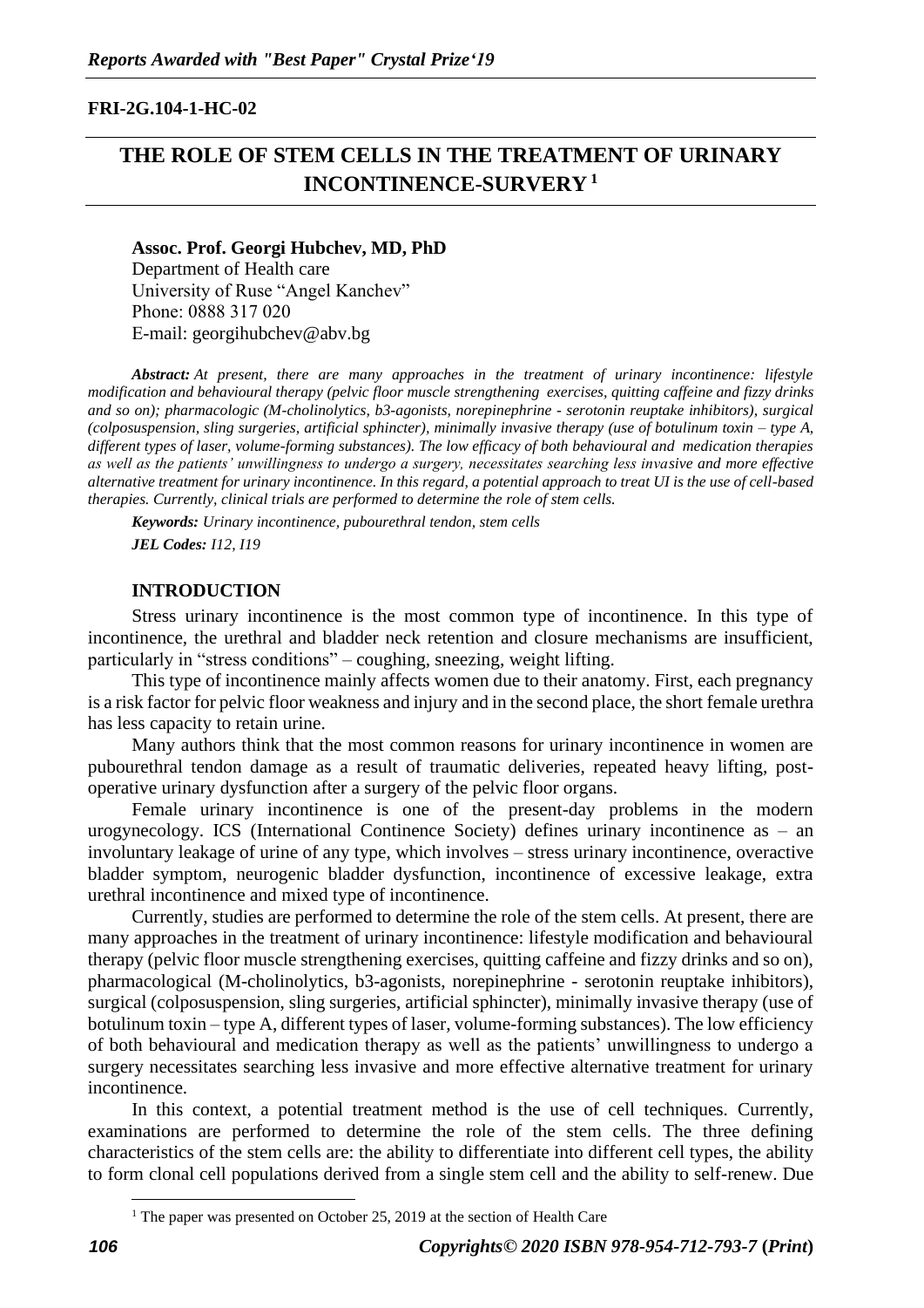**FRI-2G.104-1-HC-02**

# THE ROLE OF STEM CELLS IN THE TREATMENT OF URINARY INCONTINENCE-SURVERY [1]

**Assoc. Prof. Georgi Hubchev, MD, PhD**
Department of Health care
University of Ruse "Angel Kanchev"
Phone: 0888 317 020
E-mail: georgihubchev@abv.bg

***Abstract:*** *At present, there are many approaches in the treatment of urinary incontinence: lifestyle modification and behavioural therapy (pelvic floor muscle strengthening exercises, quitting caffeine and fizzy drinks and so on); pharmacologic (M-cholinolytics, b3-agonists, norepinephrine - serotonin reuptake inhibitors), surgical (colposuspension, sling surgeries, artificial sphincter), minimally invasive therapy (use of botulinum toxin – type A, different types of laser, volume-forming substances). The low efficacy of both behavioural and medication therapies as well as the patients' unwillingness to undergo a surgery, necessitates searching less invasive and more effective alternative treatment for urinary incontinence. In this regard, a potential approach to treat UI is the use of cell-based therapies. Currently, clinical trials are performed to determine the role of stem cells.*

***Keywords:*** *Urinary incontinence, pubourethral tendon, stem cells*

***JEL Codes:*** *I12, I19*

## INTRODUCTION

Stress urinary incontinence is the most common type of incontinence. In this type of incontinence, the urethral and bladder neck retention and closure mechanisms are insufficient, particularly in "stress conditions" – coughing, sneezing, weight lifting.

This type of incontinence mainly affects women due to their anatomy. First, each pregnancy is a risk factor for pelvic floor weakness and injury and in the second place, the short female urethra has less capacity to retain urine.

Many authors think that the most common reasons for urinary incontinence in women are pubourethral tendon damage as a result of traumatic deliveries, repeated heavy lifting, post-operative urinary dysfunction after a surgery of the pelvic floor organs.

Female urinary incontinence is one of the present-day problems in the modern urogynecology. ICS (International Continence Society) defines urinary incontinence as – an involuntary leakage of urine of any type, which involves – stress urinary incontinence, overactive bladder symptom, neurogenic bladder dysfunction, incontinence of excessive leakage, extra urethral incontinence and mixed type of incontinence.

Currently, studies are performed to determine the role of the stem cells. At present, there are many approaches in the treatment of urinary incontinence: lifestyle modification and behavioural therapy (pelvic floor muscle strengthening exercises, quitting caffeine and fizzy drinks and so on), pharmacological (M-cholinolytics, b3-agonists, norepinephrine - serotonin reuptake inhibitors), surgical (colposuspension, sling surgeries, artificial sphincter), minimally invasive therapy (use of botulinum toxin – type A, different types of laser, volume-forming substances). The low efficiency of both behavioural and medication therapy as well as the patients' unwillingness to undergo a surgery necessitates searching less invasive and more effective alternative treatment for urinary incontinence.

In this context, a potential treatment method is the use of cell techniques. Currently, examinations are performed to determine the role of the stem cells. The three defining characteristics of the stem cells are: the ability to differentiate into different cell types, the ability to form clonal cell populations derived from a single stem cell and the ability to self-renew. Due

[1] The paper was presented on October 25, 2019 at the section of Health Care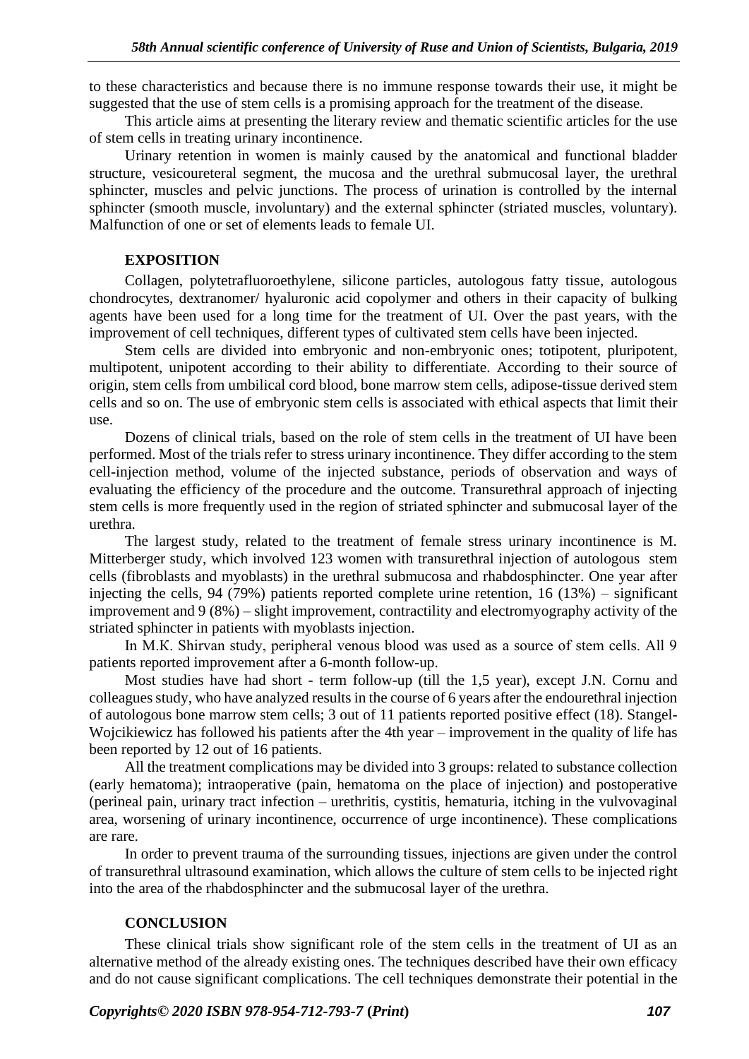to these characteristics and because there is no immune response towards their use, it might be suggested that the use of stem cells is a promising approach for the treatment of the disease.

This article aims at presenting the literary review and thematic scientific articles for the use of stem cells in treating urinary incontinence.

Urinary retention in women is mainly caused by the anatomical and functional bladder structure, vesicoureteral segment, the mucosa and the urethral submucosal layer, the urethral sphincter, muscles and pelvic junctions. The process of urination is controlled by the internal sphincter (smooth muscle, involuntary) and the external sphincter (striated muscles, voluntary). Malfunction of one or set of elements leads to female UI.

## EXPOSITION

Collagen, polytetrafluoroethylene, silicone particles, autologous fatty tissue, autologous chondrocytes, dextranomer/ hyaluronic acid copolymer and others in their capacity of bulking agents have been used for a long time for the treatment of UI. Over the past years, with the improvement of cell techniques, different types of cultivated stem cells have been injected.

Stem cells are divided into embryonic and non-embryonic ones; totipotent, pluripotent, multipotent, unipotent according to their ability to differentiate. According to their source of origin, stem cells from umbilical cord blood, bone marrow stem cells, adipose-tissue derived stem cells and so on. The use of embryonic stem cells is associated with ethical aspects that limit their use.

Dozens of clinical trials, based on the role of stem cells in the treatment of UI have been performed. Most of the trials refer to stress urinary incontinence. They differ according to the stem cell-injection method, volume of the injected substance, periods of observation and ways of evaluating the efficiency of the procedure and the outcome. Transurethral approach of injecting stem cells is more frequently used in the region of striated sphincter and submucosal layer of the urethra.

The largest study, related to the treatment of female stress urinary incontinence is M. Mitterberger study, which involved 123 women with transurethral injection of autologous stem cells (fibroblasts and myoblasts) in the urethral submucosa and rhabdosphincter. One year after injecting the cells, 94 (79%) patients reported complete urine retention, 16 (13%) – significant improvement and 9 (8%) – slight improvement, contractility and electromyography activity of the striated sphincter in patients with myoblasts injection.

In M.K. Shirvan study, peripheral venous blood was used as a source of stem cells. All 9 patients reported improvement after a 6-month follow-up.

Most studies have had short - term follow-up (till the 1,5 year), except J.N. Cornu and colleagues study, who have analyzed results in the course of 6 years after the endourethral injection of autologous bone marrow stem cells; 3 out of 11 patients reported positive effect (18). Stangel-Wojcikiewicz has followed his patients after the 4th year – improvement in the quality of life has been reported by 12 out of 16 patients.

All the treatment complications may be divided into 3 groups: related to substance collection (early hematoma); intraoperative (pain, hematoma on the place of injection) and postoperative (perineal pain, urinary tract infection – urethritis, cystitis, hematuria, itching in the vulvovaginal area, worsening of urinary incontinence, occurrence of urge incontinence). These complications are rare.

In order to prevent trauma of the surrounding tissues, injections are given under the control of transurethral ultrasound examination, which allows the culture of stem cells to be injected right into the area of the rhabdosphincter and the submucosal layer of the urethra.

## CONCLUSION

These clinical trials show significant role of the stem cells in the treatment of UI as an alternative method of the already existing ones. The techniques described have their own efficacy and do not cause significant complications. The cell techniques demonstrate their potential in the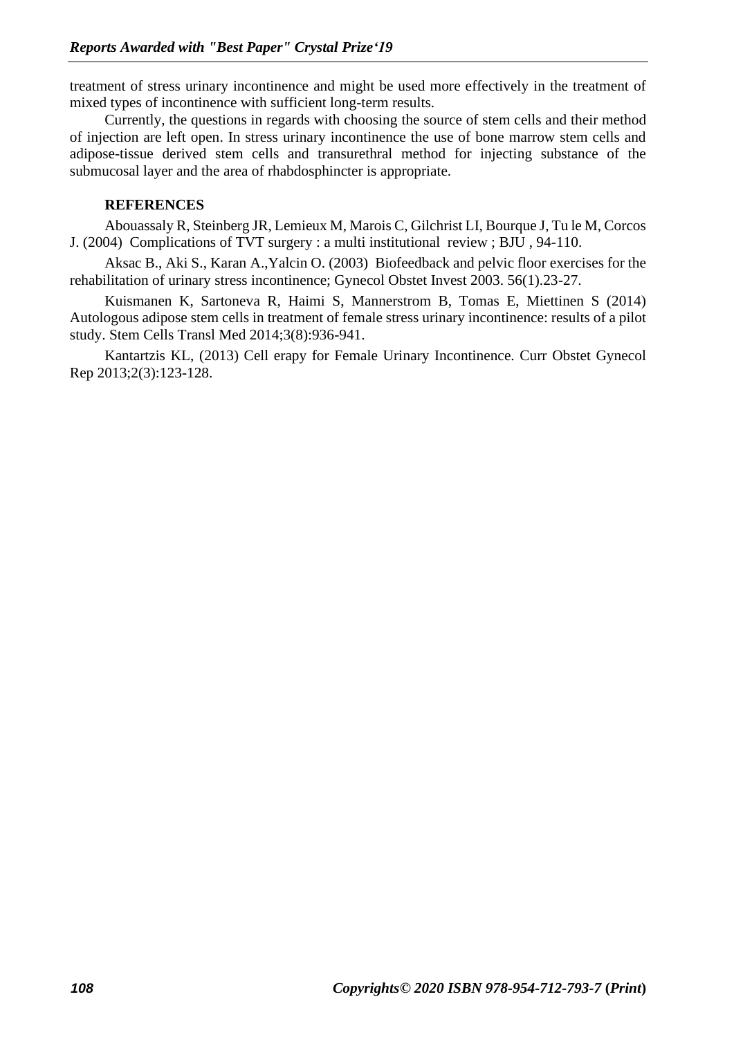treatment of stress urinary incontinence and might be used more effectively in the treatment of mixed types of incontinence with sufficient long-term results.

Currently, the questions in regards with choosing the source of stem cells and their method of injection are left open. In stress urinary incontinence the use of bone marrow stem cells and adipose-tissue derived stem cells and transurethral method for injecting substance of the submucosal layer and the area of rhabdosphincter is appropriate.

**REFERENCES**

Abouassaly R, Steinberg JR, Lemieux M, Marois C, Gilchrist LI, Bourque J, Tu le M, Corcos J. (2004) Complications of TVT surgery : a multi institutional review ; BJU , 94-110.

Aksac B., Aki S., Karan A.,Yalcin O. (2003) Biofeedback and pelvic floor exercises for the rehabilitation of urinary stress incontinence; Gynecol Obstet Invest 2003. 56(1).23-27.

Kuismanen K, Sartoneva R, Haimi S, Mannerstrom B, Tomas E, Miettinen S (2014) Autologous adipose stem cells in treatment of female stress urinary incontinence: results of a pilot study. Stem Cells Transl Med 2014;3(8):936-941.

Kantartzis KL, (2013) Cell erapy for Female Urinary Incontinence. Curr Obstet Gynecol Rep 2013;2(3):123-128.